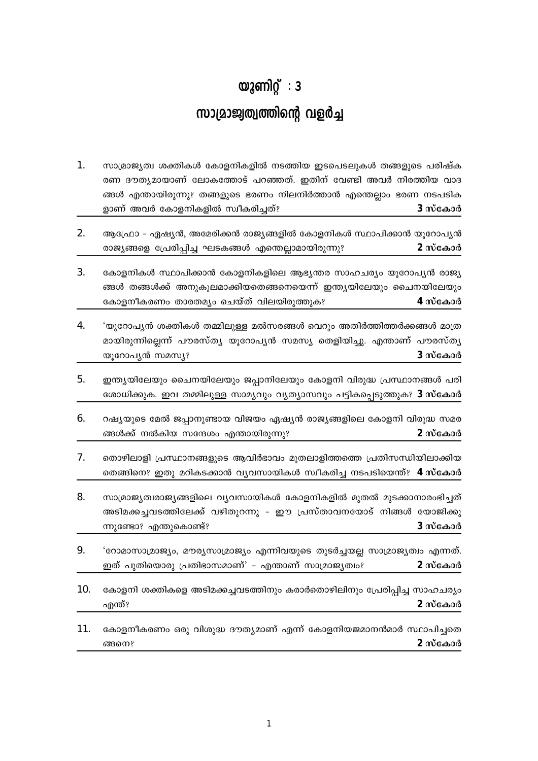# യൂണിറ്റ് : 3

# സാമ്രാജ്യത്വത്തിന്റെ വളർച്ച

1. സാമ്രാജ്യത്വ ശക്തികൾ കോളനികളിൽ നടത്തിയ ഇടപെടലുകൾ തങ്ങളുടെ പരിഷ്ക രണ ദൗത്യമായാണ് ലോകത്തോട് പറഞ്ഞത്. ഇതിന് വേണ്ടി അവർ നിരത്തിയ വാദ ങ്ങൾ എന്തായിരുന്നു? തങ്ങളുടെ ഭരണം നിലനിർത്താൻ എന്തെല്ലാം ഭരണ നടപടിക ളാണ് അവർ കോളനികളിൽ സ്വീകരിച്ചത്? **3 സ്കോർ**

2. ആഫ്രോ – ഏഷ്യൻ, അമേരിക്കൻ രാജ്യങ്ങളിൽ കോളനികൾ സ്ഥാപിക്കാൻ യൂറോപ്യൻ രാജ്യങ്ങളെ പ്രേരിപ്പിച്ച ഘടകങ്ങൾ എന്തെല്ലാമായിരുന്നു? **2 സ്കോർ**

3. കോളനികൾ സ്ഥാപിക്കാൻ കോളനികളിലെ ആഭ്യന്തര സാഹചര്യം യൂറോപ്യൻ രാജ്യ ങ്ങൾ തങ്ങൾക്ക് അനുകൂലമാക്കിയതെങ്ങനെയെന്ന് ഇന്ത്യയിലേയും ചൈനയിലേയും കോളനീകരണം താരതമ്യം ചെയ്ത് വിലയിരുത്തുക? **4 സ്കോർ**

4. 'യുറോപ്യൻ ശക്തികൾ തമ്മിലുള്ള മൽസരങ്ങൾ വെറും അതിർത്തിത്തർക്കങ്ങൾ മാത്ര മായിരുന്നില്ലെന്ന് പൗരസ്ത്യ യൂറോപ്യൻ സമസ്യ തെളിയിച്ചു. എന്താണ് പൗരസ്ത്യ യൂറോപ്യൻ സമസ്യ? **3 സ്കോർ**

5. ഇന്ത്യയിലേയും ചൈനയിലേയും ജപ്പാനിലേയും കോളനി വിരുദ്ധ പ്രസ്ഥാനങ്ങൾ പരി ശോധിക്കുക. ഇവ തമ്മിലുള്ള സാമ്യവും വ്യത്യാസവും പട്ടികപ്പെടുത്തുക? **3 സ്കോർ**

6. റഷ്യയുടെ മേൽ ജപ്പാനുണ്ടായ വിജയം ഏഷ്യൻ രാജ്യങ്ങളിലെ കോളനി വിരുദ്ധ സമര ങ്ങൾക്ക് നൽകിയ സന്ദേശം എന്തായിരുന്നു? **2 സ്കോർ**

7. തൊഴിലാളി പ്രസ്ഥാനങ്ങളുടെ ആവിർഭാവം മുതലാളിത്തത്തെ പ്രതിസന്ധിയിലാക്കിയ തെങ്ങിനെ? ഇതു മറികടക്കാൻ വ്യവസായികൾ സ്വീകരിച്ച നടപടിയെന്ത്? **4 സ്കോർ**

8. സാമ്രാജ്യത്വരാജ്യങ്ങളിലെ വ്യവസായികൾ കോളനികളിൽ മുതൽ മുടക്കാനാരംഭിച്ചത് അടിമക്കച്ചവടത്തിലേക്ക് വഴിതുറന്നു – ഈ പ്രസ്താവനയോട് നിങ്ങൾ യോജിക്കു ന്നുണ്ടോ? എന്തുകൊണ്ട്? **3 സ്കോർ**

9. 'റോമാസാമ്രാജ്യം, മൗര്യസാമ്രാജ്യം എന്നിവയുടെ തുടർച്ചയല്ല സാമ്രാജ്യത്വം എന്നത്. ഇത് പുതിയൊരു പ്രതിഭാസമാണ്' – എന്താണ് സാമ്രാജ്യത്വം? **2 സ്കോർ**

10. കോളനി ശക്തികളെ അടിമക്കച്ചവടത്തിനും കരാർതൊഴിലിനും പ്രേരിപ്പിച്ച സാഹചര്യം എന്ത്? **2 സ്കോർ**

11. കോളനീകരണം ഒരു വിശുദ്ധ ദൗത്യമാണ് എന്ന് കോളനിയജമാനൻമാർ സ്ഥാപിച്ചതെ ങ്ങനെ? **2 സ്കോർ**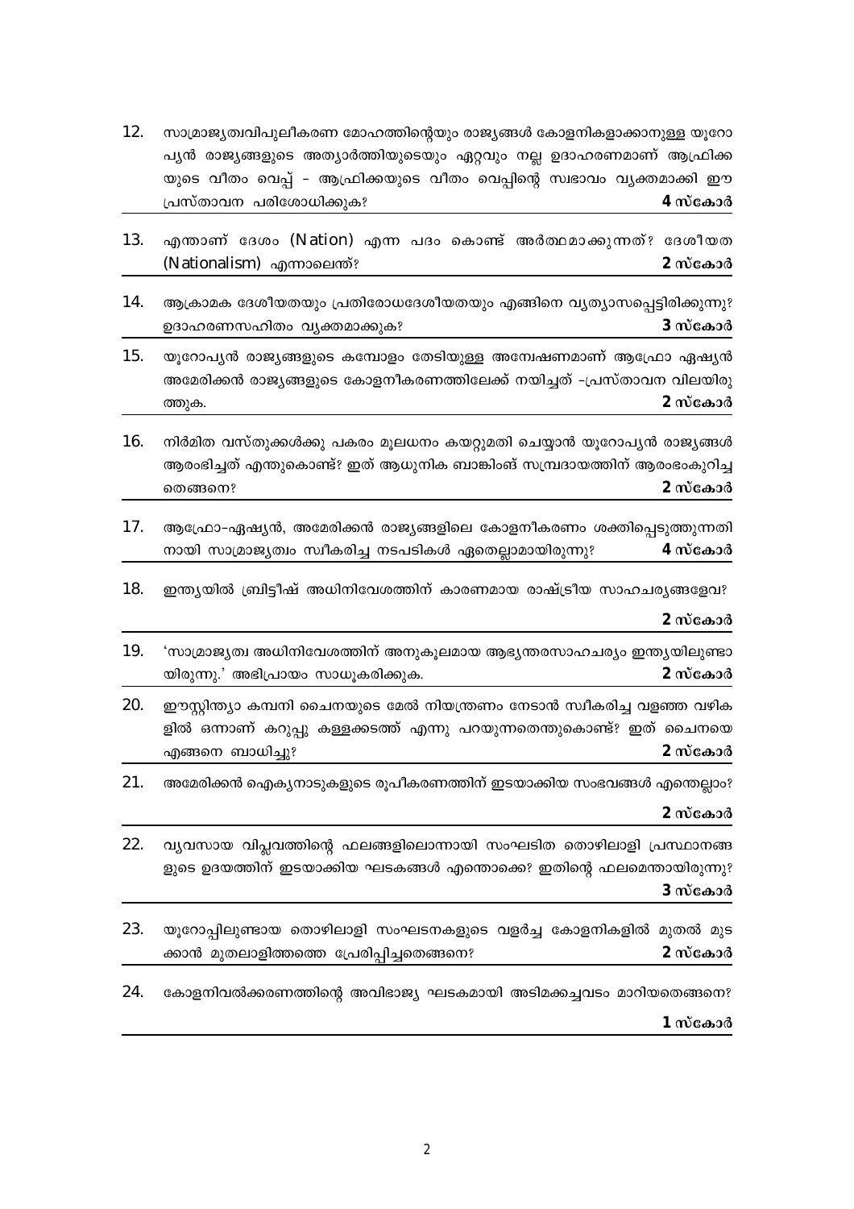12. സാമ്രാജ്യത്വവിപുലീകരണ മോഹത്തിന്റെയും രാജ്യങ്ങൾ കോളനികളാക്കാനുള്ള യൂറോപ്യൻ രാജ്യങ്ങളുടെ അത്യാർത്തിയുടെയും ഏറ്റവും നല്ല ഉദാഹരണമാണ് ആഫ്രിക്കയുടെ വീതം വെപ്പ് – ആഫ്രിക്കയുടെ വീതം വെപ്പിന്റെ സ്വഭാവം വ്യക്തമാക്കി ഈ പ്രസ്താവന പരിശോധിക്കുക? **4 സ്കോർ**

13. എന്താണ് ദേശം (Nation) എന്ന പദം കൊണ്ട് അർത്ഥമാക്കുന്നത്? ദേശീയത (Nationalism) എന്നാലെന്ത്? **2 സ്കോർ**

14. ആക്രാമക ദേശീയതയും പ്രതിരോധദേശീയതയും എങ്ങിനെ വ്യത്യാസപ്പെട്ടിരിക്കുന്നു? ഉദാഹരണസഹിതം വ്യക്തമാക്കുക? **3 സ്കോർ**

15. യൂറോപ്യൻ രാജ്യങ്ങളുടെ കമ്പോളം തേടിയുള്ള അന്വേഷണമാണ് ആഫ്രോ ഏഷ്യൻ അമേരിക്കൻ രാജ്യങ്ങളുടെ കോളനീകരണത്തിലേക്ക് നയിച്ചത് –പ്രസ്താവന വിലയിരുത്തുക. **2 സ്കോർ**

16. നിർമിത വസ്തുക്കൾക്കു പകരം മൂലധനം കയറ്റുമതി ചെയ്യാൻ യൂറോപ്യൻ രാജ്യങ്ങൾ ആരംഭിച്ചത് എന്തുകൊണ്ട്? ഇത് ആധുനിക ബാങ്കിംങ് സമ്പ്രദായത്തിന് ആരംഭംകുറിച്ചതെങ്ങനെ? **2 സ്കോർ**

17. ആഫ്രോ–ഏഷ്യൻ, അമേരിക്കൻ രാജ്യങ്ങളിലെ കോളനീകരണം ശക്തിപ്പെടുത്തുന്നതിനായി സാമ്രാജ്യത്വം സ്വീകരിച്ച നടപടികൾ ഏതെല്ലാമായിരുന്നു? **4 സ്കോർ**

18. ഇന്ത്യയിൽ ബ്രിട്ടീഷ് അധിനിവേശത്തിന് കാരണമായ രാഷ്ട്രീയ സാഹചര്യങ്ങളേവ? **2 സ്കോർ**

19. 'സാമ്രാജ്യത്വ അധിനിവേശത്തിന് അനുകൂലമായ ആഭ്യന്തരസാഹചര്യം ഇന്ത്യയിലുണ്ടായിരുന്നു.' അഭിപ്രായം സാധൂകരിക്കുക. **2 സ്കോർ**

20. ഈസ്റ്റിന്ത്യാ കമ്പനി ചൈനയുടെ മേൽ നിയന്ത്രണം നേടാൻ സ്വീകരിച്ച വളഞ്ഞ വഴികളിൽ ഒന്നാണ് കറുപ്പു കള്ളക്കടത്ത് എന്നു പറയുന്നതെന്തുകൊണ്ട്? ഇത് ചൈനയെ എങ്ങനെ ബാധിച്ചു? **2 സ്കോർ**

21. അമേരിക്കൻ ഐക്യനാടുകളുടെ രൂപീകരണത്തിന് ഇടയാക്കിയ സംഭവങ്ങൾ എന്തെല്ലാം? **2 സ്കോർ**

22. വ്യവസായ വിപ്ലവത്തിന്റെ ഫലങ്ങളിലൊന്നായി സംഘടിത തൊഴിലാളി പ്രസ്ഥാനങ്ങളുടെ ഉദയത്തിന് ഇടയാക്കിയ ഘടകങ്ങൾ എന്തൊക്കെ? ഇതിന്റെ ഫലമെന്തായിരുന്നു? **3 സ്കോർ**

23. യൂറോപ്പിലുണ്ടായ തൊഴിലാളി സംഘടനകളുടെ വളർച്ച കോളനികളിൽ മുതൽ മുടക്കാൻ മുതലാളിത്തത്തെ പ്രേരിപ്പിച്ചതെങ്ങനെ? **2 സ്കോർ**

24. കോളനിവൽക്കരണത്തിന്റെ അവിഭാജ്യ ഘടകമായി അടിമക്കച്ചവടം മാറിയതെങ്ങനെ? **1 സ്കോർ**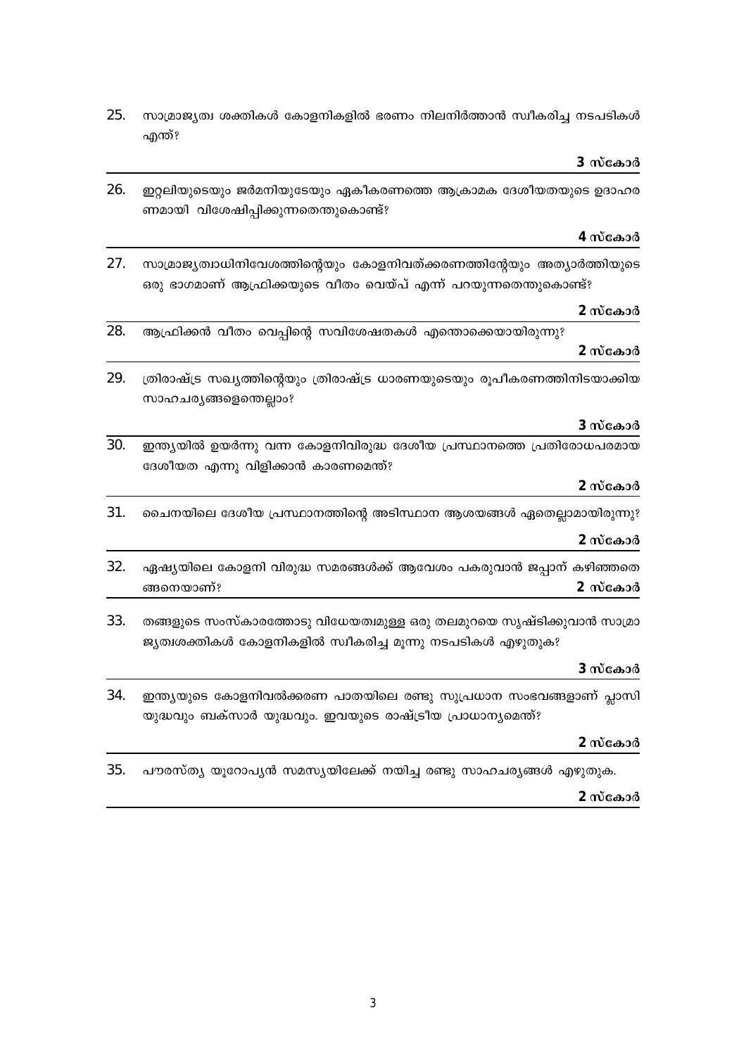25. സാമ്രാജ്യത്വ ശക്തികൾ കോളനികളിൽ ഭരണം നിലനിർത്താൻ സ്വീകരിച്ച നടപടികൾ എന്ത്?

**3 സ്കോർ**

26. ഇറ്റലിയുടെയും ജർമനിയുടേയും ഏകീകരണത്തെ ആക്രാമക ദേശീയതയുടെ ഉദാഹരണമായി വിശേഷിപ്പിക്കുന്നതെന്തുകൊണ്ട്?

**4 സ്കോർ**

27. സാമ്രാജ്യത്വാധിനിവേശത്തിന്റെയും കോളനിവത്ക്കരണത്തിന്റേയും അത്യാർത്തിയുടെ ഒരു ഭാഗമാണ് ആഫ്രിക്കയുടെ വീതം വെയ്പ് എന്ന് പറയുന്നതെന്തുകൊണ്ട്?

**2 സ്കോർ**

28. ആഫ്രിക്കൻ വീതം വെപ്പിന്റെ സവിശേഷതകൾ എന്തൊക്കെയായിരുന്നു?

**2 സ്കോർ**

29. ത്രിരാഷ്ട്ര സഖ്യത്തിന്റെയും ത്രിരാഷ്ട്ര ധാരണയുടെയും രൂപീകരണത്തിനിടയാക്കിയ സാഹചര്യങ്ങളെന്തെല്ലാം?

**3 സ്കോർ**

30. ഇന്ത്യയിൽ ഉയർന്നു വന്ന കോളനിവിരുദ്ധ ദേശീയ പ്രസ്ഥാനത്തെ പ്രതിരോധപരമായ ദേശീയത എന്നു വിളിക്കാൻ കാരണമെന്ത്?

**2 സ്കോർ**

31. ചൈനയിലെ ദേശീയ പ്രസ്ഥാനത്തിന്റെ അടിസ്ഥാന ആശയങ്ങൾ ഏതെല്ലാമായിരുന്നു?

**2 സ്കോർ**

32. ഏഷ്യയിലെ കോളനി വിരുദ്ധ സമരങ്ങൾക്ക് ആവേശം പകരുവാൻ ജപ്പാന് കഴിഞ്ഞതെങ്ങനെയാണ്?

**2 സ്കോർ**

33. തങ്ങളുടെ സംസ്കാരത്തോടു വിധേയത്വമുള്ള ഒരു തലമുറയെ സൃഷ്ടിക്കുവാൻ സാമ്രാജ്യത്വശക്തികൾ കോളനികളിൽ സ്വീകരിച്ച മൂന്നു നടപടികൾ എഴുതുക?

**3 സ്കോർ**

34. ഇന്ത്യയുടെ കോളനിവൽക്കരണ പാതയിലെ രണ്ടു സുപ്രധാന സംഭവങ്ങളാണ് പ്ലാസി യുദ്ധവും ബക്സാർ യുദ്ധവും. ഇവയുടെ രാഷ്ട്രീയ പ്രാധാന്യമെന്ത്?

**2 സ്കോർ**

35. പൗരസ്ത്യ യൂറോപ്യൻ സമസ്യയിലേക്ക് നയിച്ച രണ്ടു സാഹചര്യങ്ങൾ എഴുതുക.

**2 സ്കോർ**